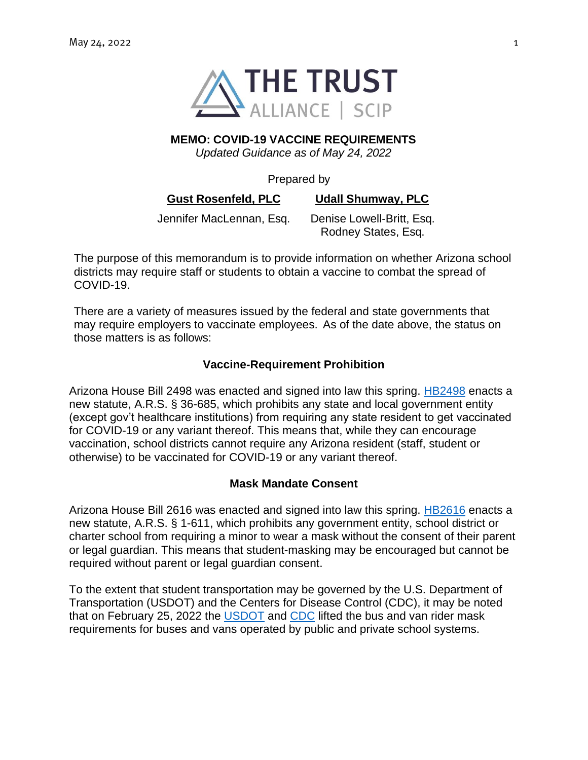THE TRUST
ALLIANCE | SCIP

**MEMO: COVID-19 VACCINE REQUIREMENTS**

*Updated Guidance as of May 24, 2022*

Prepared by

| **Gust Rosenfeld, PLC** | **Udall Shumway, PLC** |
| --- | --- |
| Jennifer MacLennan, Esq. | Denise Lowell-Britt, Esq.<br>Rodney States, Esq. |

The purpose of this memorandum is to provide information on whether Arizona school districts may require staff or students to obtain a vaccine to combat the spread of COVID-19.

There are a variety of measures issued by the federal and state governments that may require employers to vaccinate employees. As of the date above, the status on those matters is as follows:

## Vaccine-Requirement Prohibition

Arizona House Bill 2498 was enacted and signed into law this spring. HB2498 enacts a new statute, A.R.S. § 36-685, which prohibits any state and local government entity (except gov't healthcare institutions) from requiring any state resident to get vaccinated for COVID-19 or any variant thereof. This means that, while they can encourage vaccination, school districts cannot require any Arizona resident (staff, student or otherwise) to be vaccinated for COVID-19 or any variant thereof.

## Mask Mandate Consent

Arizona House Bill 2616 was enacted and signed into law this spring. HB2616 enacts a new statute, A.R.S. § 1-611, which prohibits any government entity, school district or charter school from requiring a minor to wear a mask without the consent of their parent or legal guardian. This means that student-masking may be encouraged but cannot be required without parent or legal guardian consent.

To the extent that student transportation may be governed by the U.S. Department of Transportation (USDOT) and the Centers for Disease Control (CDC), it may be noted that on February 25, 2022 the USDOT and CDC lifted the bus and van rider mask requirements for buses and vans operated by public and private school systems.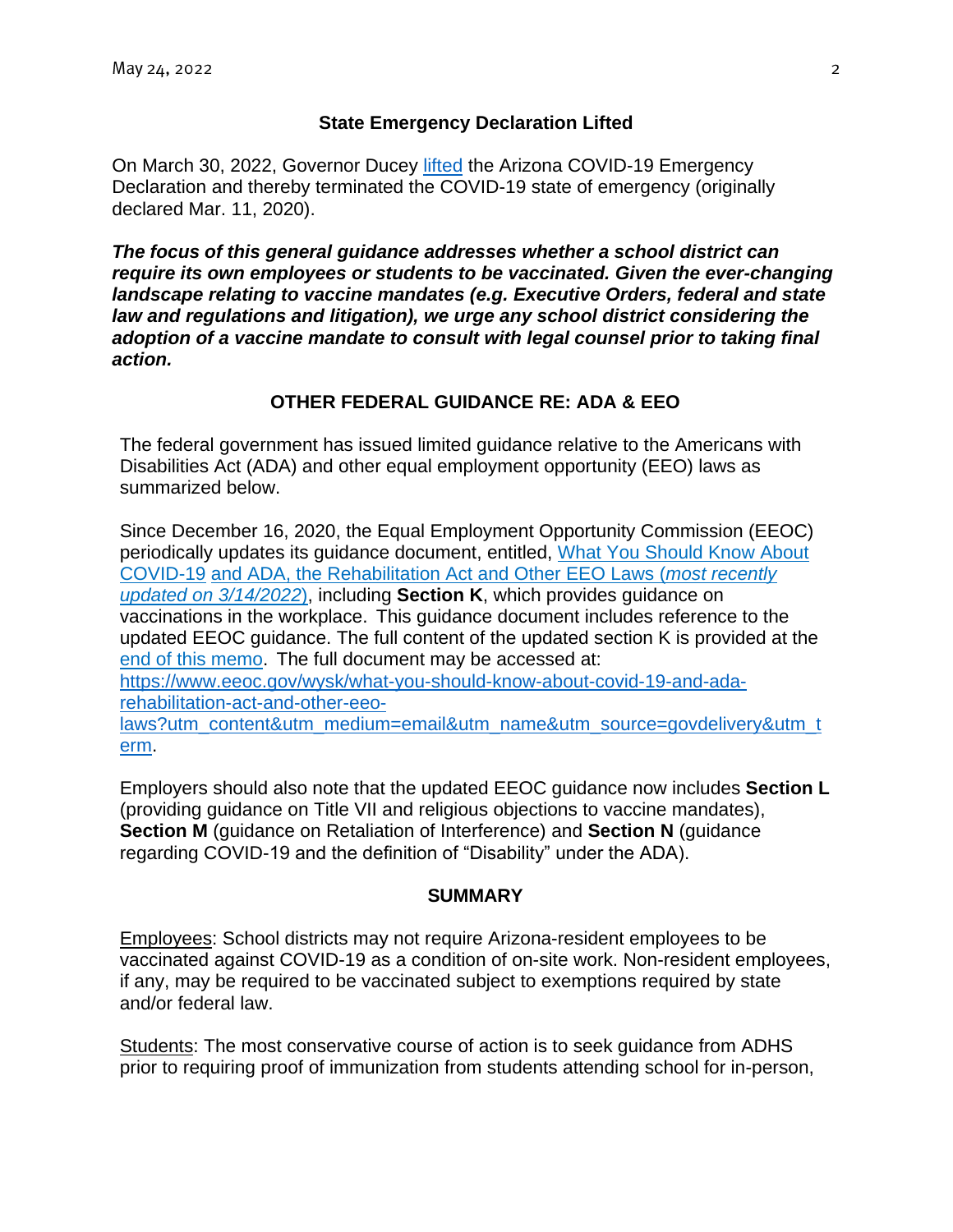## State Emergency Declaration Lifted

On March 30, 2022, Governor Ducey lifted the Arizona COVID-19 Emergency Declaration and thereby terminated the COVID-19 state of emergency (originally declared Mar. 11, 2020).

***The focus of this general guidance addresses whether a school district can require its own employees or students to be vaccinated. Given the ever-changing landscape relating to vaccine mandates (e.g. Executive Orders, federal and state law and regulations and litigation), we urge any school district considering the adoption of a vaccine mandate to consult with legal counsel prior to taking final action.***

## OTHER FEDERAL GUIDANCE RE: ADA & EEO

The federal government has issued limited guidance relative to the Americans with Disabilities Act (ADA) and other equal employment opportunity (EEO) laws as summarized below.

Since December 16, 2020, the Equal Employment Opportunity Commission (EEOC) periodically updates its guidance document, entitled, What You Should Know About COVID-19 and ADA, the Rehabilitation Act and Other EEO Laws (*most recently updated on 3/14/2022*), including **Section K**, which provides guidance on vaccinations in the workplace. This guidance document includes reference to the updated EEOC guidance. The full content of the updated section K is provided at the end of this memo. The full document may be accessed at: https://www.eeoc.gov/wysk/what-you-should-know-about-covid-19-and-ada-rehabilitation-act-and-other-eeo-laws?utm_content&utm_medium=email&utm_name&utm_source=govdelivery&utm_term.

Employers should also note that the updated EEOC guidance now includes **Section L** (providing guidance on Title VII and religious objections to vaccine mandates), **Section M** (guidance on Retaliation of Interference) and **Section N** (guidance regarding COVID-19 and the definition of "Disability" under the ADA).

## SUMMARY

Employees: School districts may not require Arizona-resident employees to be vaccinated against COVID-19 as a condition of on-site work. Non-resident employees, if any, may be required to be vaccinated subject to exemptions required by state and/or federal law.

Students: The most conservative course of action is to seek guidance from ADHS prior to requiring proof of immunization from students attending school for in-person,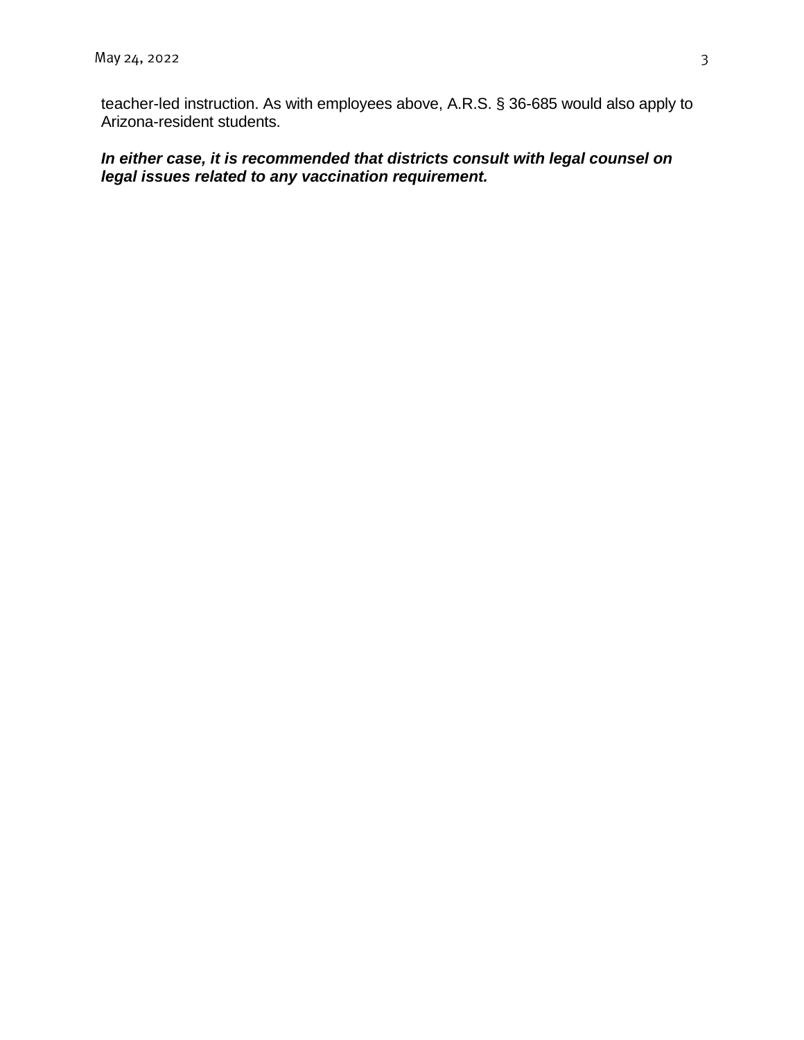teacher-led instruction. As with employees above, A.R.S. § 36-685 would also apply to Arizona-resident students.

***In either case, it is recommended that districts consult with legal counsel on legal issues related to any vaccination requirement.***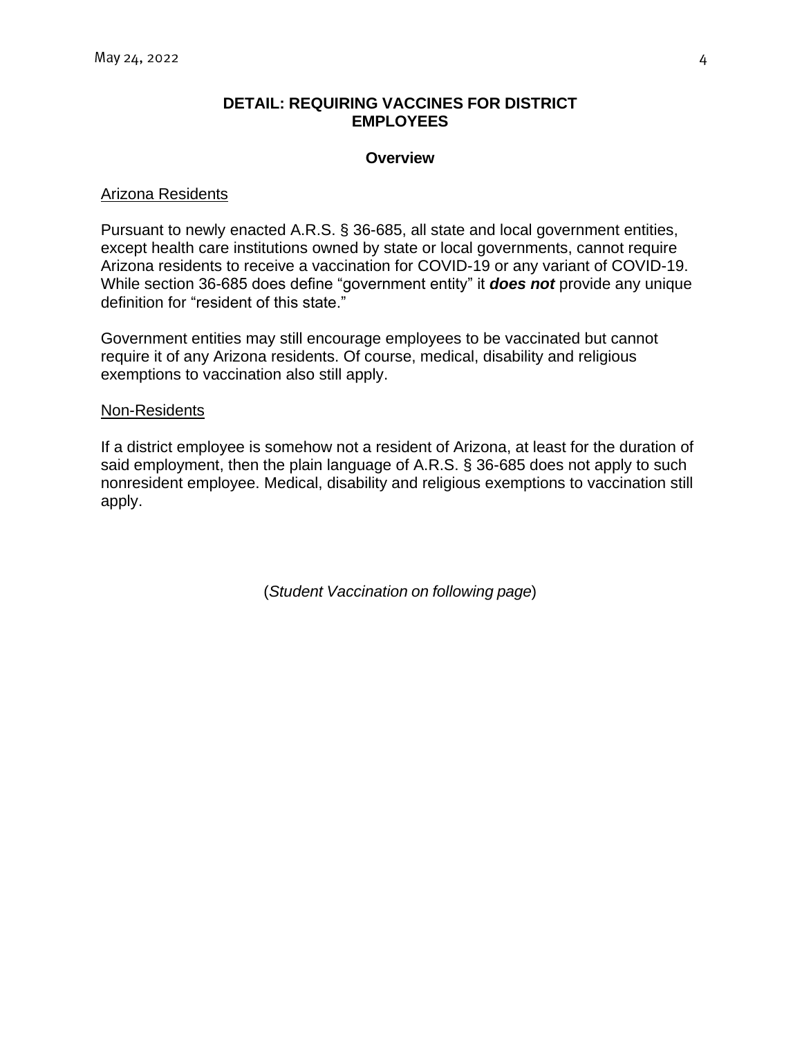## DETAIL: REQUIRING VACCINES FOR DISTRICT EMPLOYEES

### Overview

Arizona Residents

Pursuant to newly enacted A.R.S. § 36-685, all state and local government entities, except health care institutions owned by state or local governments, cannot require Arizona residents to receive a vaccination for COVID-19 or any variant of COVID-19. While section 36-685 does define "government entity" it ***does not*** provide any unique definition for "resident of this state."

Government entities may still encourage employees to be vaccinated but cannot require it of any Arizona residents. Of course, medical, disability and religious exemptions to vaccination also still apply.

Non-Residents

If a district employee is somehow not a resident of Arizona, at least for the duration of said employment, then the plain language of A.R.S. § 36-685 does not apply to such nonresident employee. Medical, disability and religious exemptions to vaccination still apply.

(*Student Vaccination on following page*)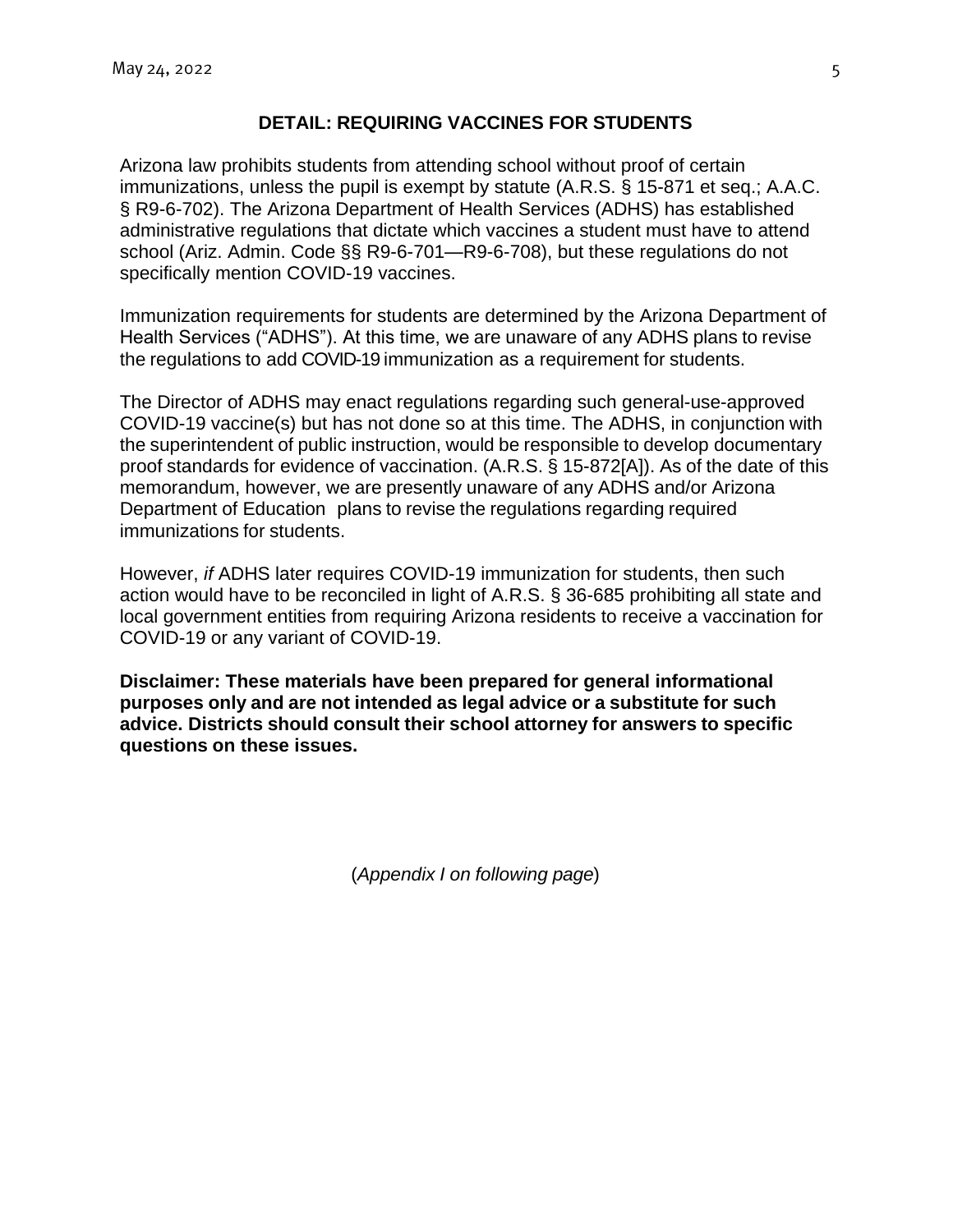## DETAIL: REQUIRING VACCINES FOR STUDENTS

Arizona law prohibits students from attending school without proof of certain immunizations, unless the pupil is exempt by statute (A.R.S. § 15-871 et seq.; A.A.C. § R9-6-702). The Arizona Department of Health Services (ADHS) has established administrative regulations that dictate which vaccines a student must have to attend school (Ariz. Admin. Code §§ R9-6-701—R9-6-708), but these regulations do not specifically mention COVID-19 vaccines.

Immunization requirements for students are determined by the Arizona Department of Health Services ("ADHS"). At this time, we are unaware of any ADHS plans to revise the regulations to add COVID-19 immunization as a requirement for students.

The Director of ADHS may enact regulations regarding such general-use-approved COVID-19 vaccine(s) but has not done so at this time. The ADHS, in conjunction with the superintendent of public instruction, would be responsible to develop documentary proof standards for evidence of vaccination. (A.R.S. § 15-872[A]). As of the date of this memorandum, however, we are presently unaware of any ADHS and/or Arizona Department of Education plans to revise the regulations regarding required immunizations for students.

However, *if* ADHS later requires COVID-19 immunization for students, then such action would have to be reconciled in light of A.R.S. § 36-685 prohibiting all state and local government entities from requiring Arizona residents to receive a vaccination for COVID-19 or any variant of COVID-19.

**Disclaimer: These materials have been prepared for general informational purposes only and are not intended as legal advice or a substitute for such advice. Districts should consult their school attorney for answers to specific questions on these issues.**

(*Appendix I on following page*)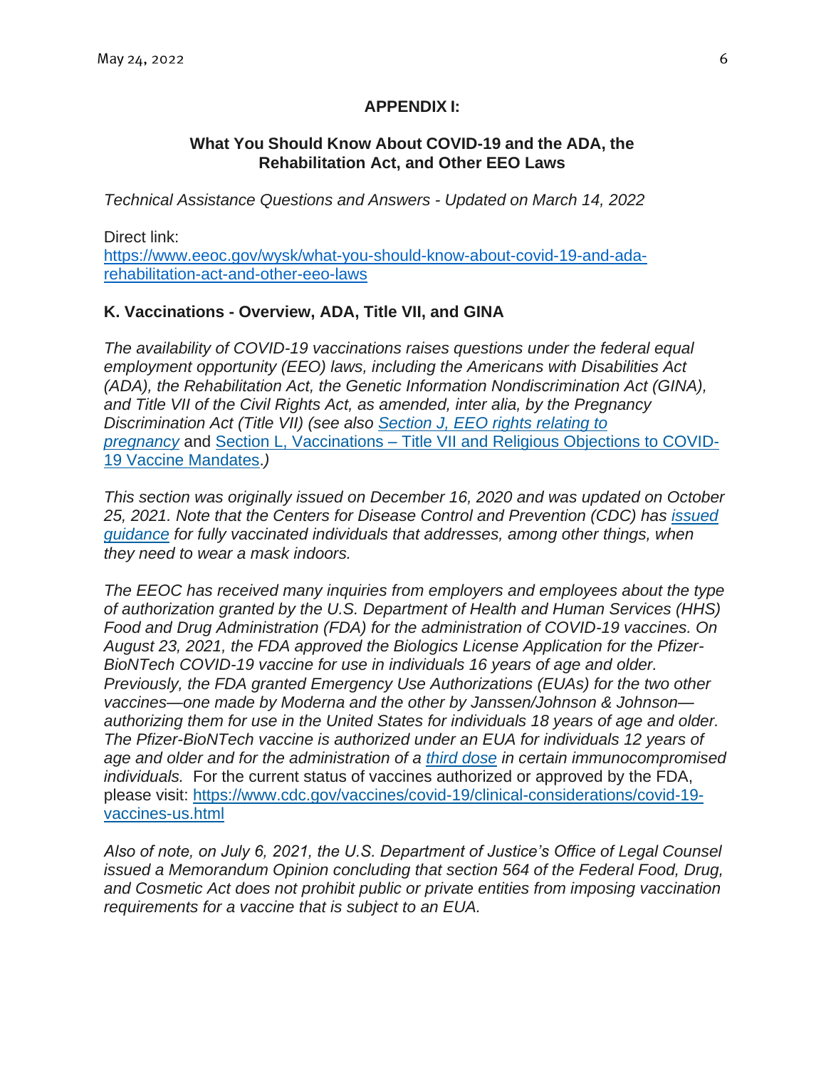**APPENDIX I:**

**What You Should Know About COVID-19 and the ADA, the Rehabilitation Act, and Other EEO Laws**

*Technical Assistance Questions and Answers - Updated on March 14, 2022*

Direct link:
https://www.eeoc.gov/wysk/what-you-should-know-about-covid-19-and-ada-rehabilitation-act-and-other-eeo-laws

**K. Vaccinations - Overview, ADA, Title VII, and GINA**

*The availability of COVID-19 vaccinations raises questions under the federal equal employment opportunity (EEO) laws, including the Americans with Disabilities Act (ADA), the Rehabilitation Act, the Genetic Information Nondiscrimination Act (GINA), and Title VII of the Civil Rights Act, as amended, inter alia, by the Pregnancy Discrimination Act (Title VII) (see also Section J, EEO rights relating to pregnancy* and Section L, Vaccinations – Title VII and Religious Objections to COVID-19 Vaccine Mandates*.)*

*This section was originally issued on December 16, 2020 and was updated on October 25, 2021. Note that the Centers for Disease Control and Prevention (CDC) has issued guidance for fully vaccinated individuals that addresses, among other things, when they need to wear a mask indoors.*

*The EEOC has received many inquiries from employers and employees about the type of authorization granted by the U.S. Department of Health and Human Services (HHS) Food and Drug Administration (FDA) for the administration of COVID-19 vaccines. On August 23, 2021, the FDA approved the Biologics License Application for the Pfizer-BioNTech COVID-19 vaccine for use in individuals 16 years of age and older. Previously, the FDA granted Emergency Use Authorizations (EUAs) for the two other vaccines—one made by Moderna and the other by Janssen/Johnson & Johnson—authorizing them for use in the United States for individuals 18 years of age and older. The Pfizer-BioNTech vaccine is authorized under an EUA for individuals 12 years of age and older and for the administration of a third dose in certain immunocompromised individuals.* For the current status of vaccines authorized or approved by the FDA, please visit: https://www.cdc.gov/vaccines/covid-19/clinical-considerations/covid-19-vaccines-us.html

*Also of note, on July 6, 2021, the U.S. Department of Justice's Office of Legal Counsel issued a Memorandum Opinion concluding that section 564 of the Federal Food, Drug, and Cosmetic Act does not prohibit public or private entities from imposing vaccination requirements for a vaccine that is subject to an EUA.*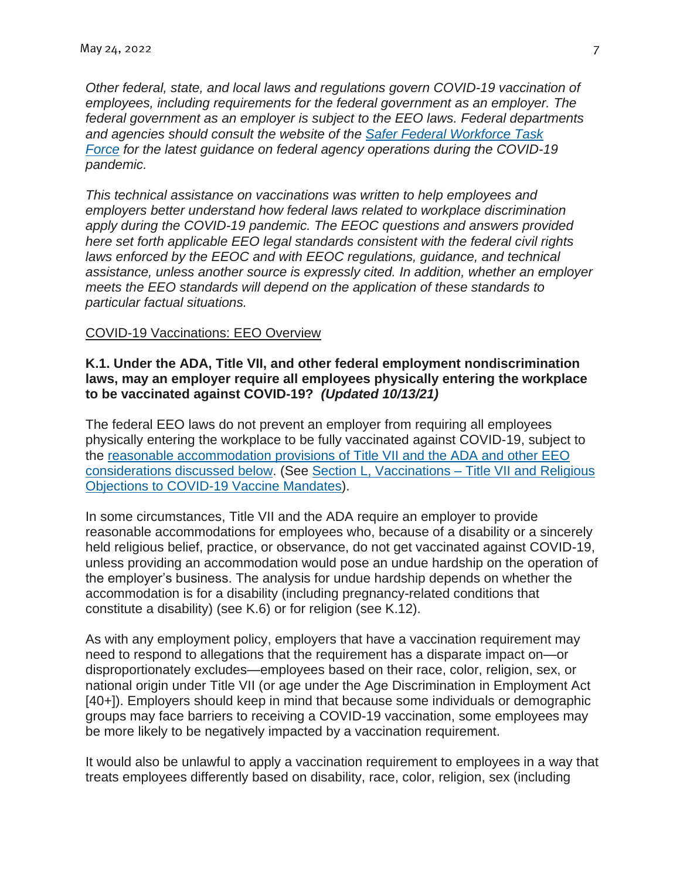*Other federal, state, and local laws and regulations govern COVID-19 vaccination of employees, including requirements for the federal government as an employer. The federal government as an employer is subject to the EEO laws. Federal departments and agencies should consult the website of the Safer Federal Workforce Task Force for the latest guidance on federal agency operations during the COVID-19 pandemic.*

*This technical assistance on vaccinations was written to help employees and employers better understand how federal laws related to workplace discrimination apply during the COVID-19 pandemic. The EEOC questions and answers provided here set forth applicable EEO legal standards consistent with the federal civil rights laws enforced by the EEOC and with EEOC regulations, guidance, and technical assistance, unless another source is expressly cited. In addition, whether an employer meets the EEO standards will depend on the application of these standards to particular factual situations.*

COVID-19 Vaccinations: EEO Overview

**K.1. Under the ADA, Title VII, and other federal employment nondiscrimination laws, may an employer require all employees physically entering the workplace to be vaccinated against COVID-19?** ***(Updated 10/13/21)***

The federal EEO laws do not prevent an employer from requiring all employees physically entering the workplace to be fully vaccinated against COVID-19, subject to the reasonable accommodation provisions of Title VII and the ADA and other EEO considerations discussed below. (See Section L, Vaccinations – Title VII and Religious Objections to COVID-19 Vaccine Mandates).

In some circumstances, Title VII and the ADA require an employer to provide reasonable accommodations for employees who, because of a disability or a sincerely held religious belief, practice, or observance, do not get vaccinated against COVID-19, unless providing an accommodation would pose an undue hardship on the operation of the employer's business. The analysis for undue hardship depends on whether the accommodation is for a disability (including pregnancy-related conditions that constitute a disability) (see K.6) or for religion (see K.12).

As with any employment policy, employers that have a vaccination requirement may need to respond to allegations that the requirement has a disparate impact on—or disproportionately excludes—employees based on their race, color, religion, sex, or national origin under Title VII (or age under the Age Discrimination in Employment Act [40+]). Employers should keep in mind that because some individuals or demographic groups may face barriers to receiving a COVID-19 vaccination, some employees may be more likely to be negatively impacted by a vaccination requirement.

It would also be unlawful to apply a vaccination requirement to employees in a way that treats employees differently based on disability, race, color, religion, sex (including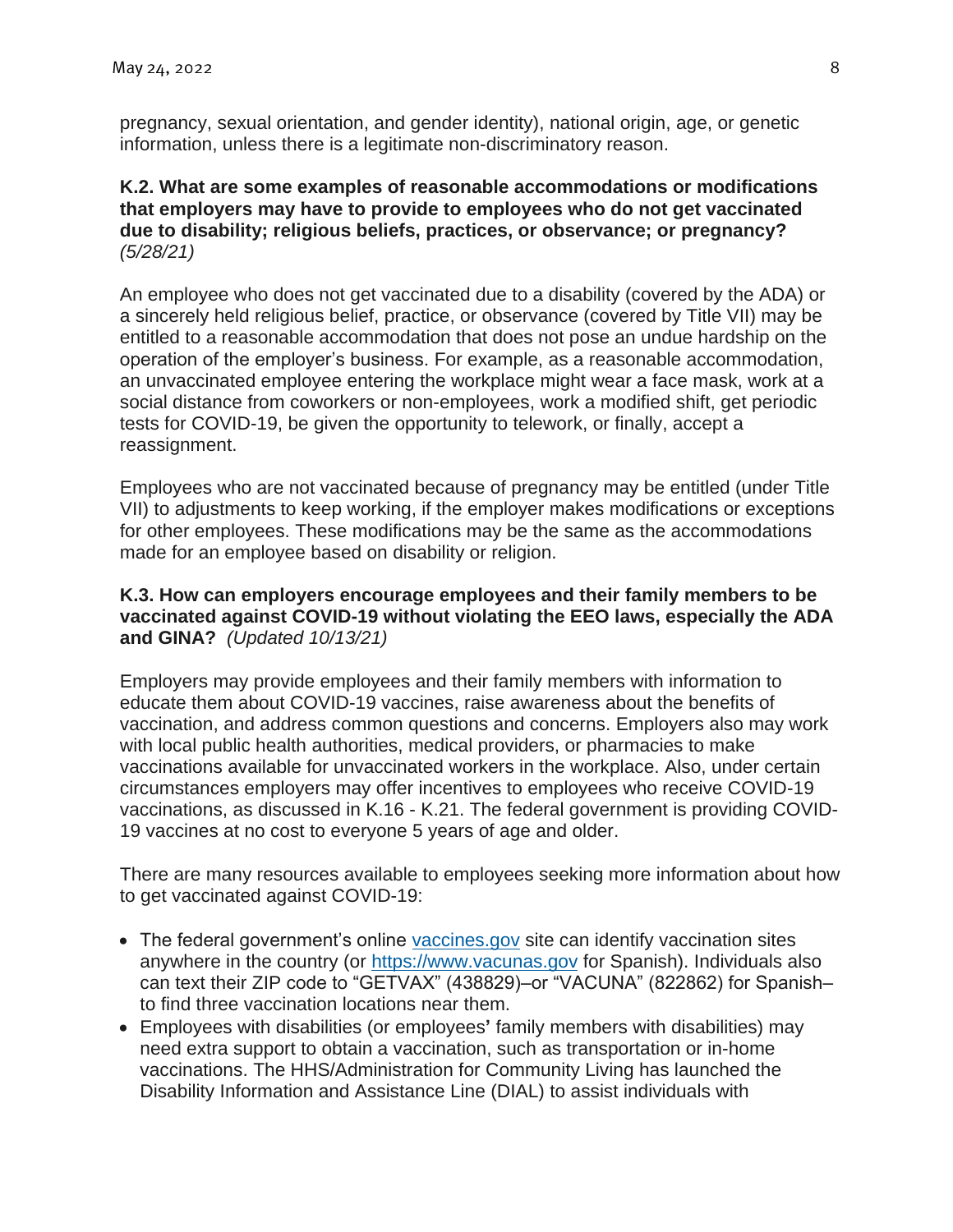pregnancy, sexual orientation, and gender identity), national origin, age, or genetic information, unless there is a legitimate non-discriminatory reason.

**K.2. What are some examples of reasonable accommodations or modifications that employers may have to provide to employees who do not get vaccinated due to disability; religious beliefs, practices, or observance; or pregnancy?** *(5/28/21)*

An employee who does not get vaccinated due to a disability (covered by the ADA) or a sincerely held religious belief, practice, or observance (covered by Title VII) may be entitled to a reasonable accommodation that does not pose an undue hardship on the operation of the employer's business. For example, as a reasonable accommodation, an unvaccinated employee entering the workplace might wear a face mask, work at a social distance from coworkers or non-employees, work a modified shift, get periodic tests for COVID-19, be given the opportunity to telework, or finally, accept a reassignment.

Employees who are not vaccinated because of pregnancy may be entitled (under Title VII) to adjustments to keep working, if the employer makes modifications or exceptions for other employees. These modifications may be the same as the accommodations made for an employee based on disability or religion.

**K.3. How can employers encourage employees and their family members to be vaccinated against COVID-19 without violating the EEO laws, especially the ADA and GINA?** *(Updated 10/13/21)*

Employers may provide employees and their family members with information to educate them about COVID-19 vaccines, raise awareness about the benefits of vaccination, and address common questions and concerns. Employers also may work with local public health authorities, medical providers, or pharmacies to make vaccinations available for unvaccinated workers in the workplace. Also, under certain circumstances employers may offer incentives to employees who receive COVID-19 vaccinations, as discussed in K.16 - K.21. The federal government is providing COVID-19 vaccines at no cost to everyone 5 years of age and older.

There are many resources available to employees seeking more information about how to get vaccinated against COVID-19:

- The federal government's online [vaccines.gov](https://www.vaccines.gov) site can identify vaccination sites anywhere in the country (or [https://www.vacunas.gov](https://www.vacunas.gov) for Spanish). Individuals also can text their ZIP code to "GETVAX" (438829)–or "VACUNA" (822862) for Spanish–to find three vaccination locations near them.
- Employees with disabilities (or employees' family members with disabilities) may need extra support to obtain a vaccination, such as transportation or in-home vaccinations. The HHS/Administration for Community Living has launched the Disability Information and Assistance Line (DIAL) to assist individuals with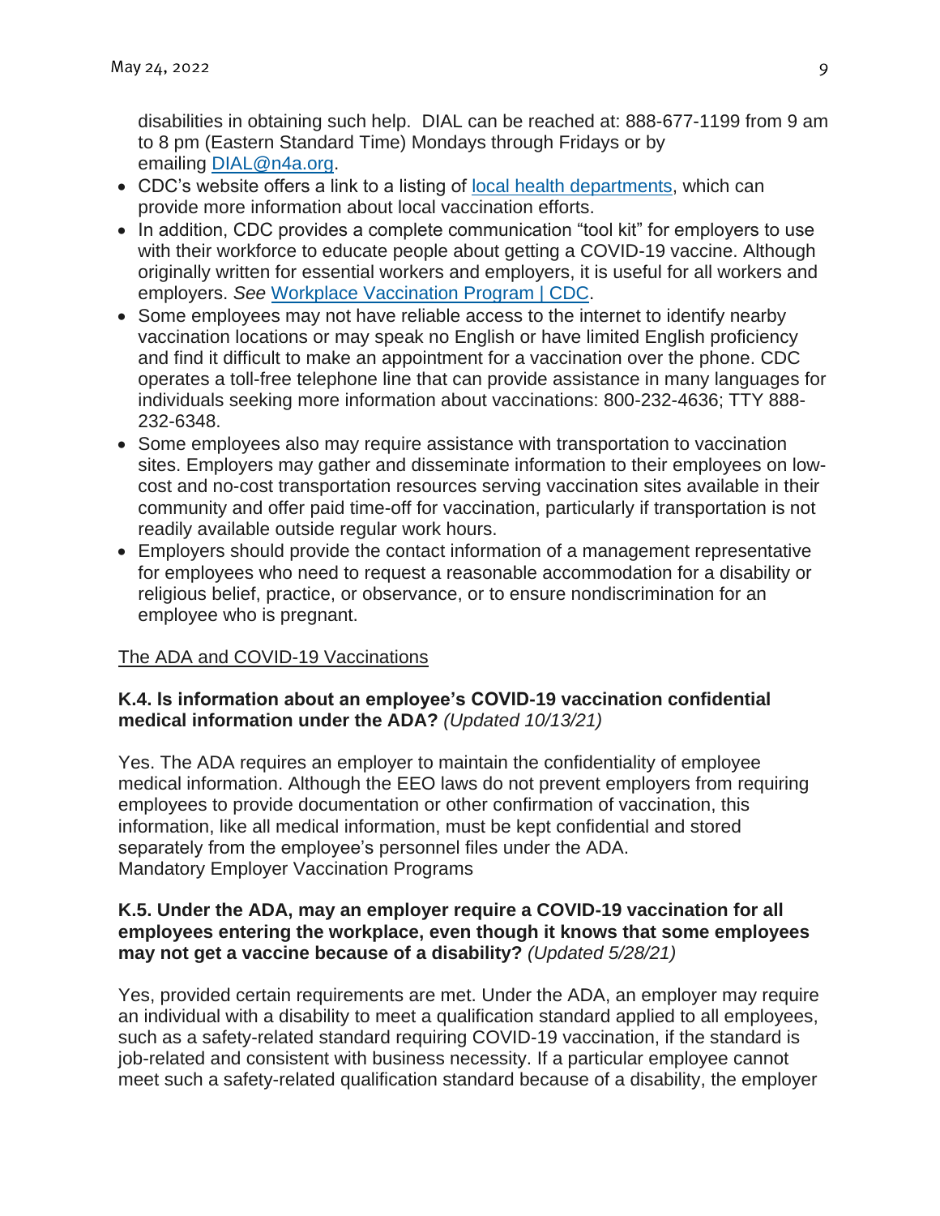disabilities in obtaining such help. DIAL can be reached at: 888-677-1199 from 9 am to 8 pm (Eastern Standard Time) Mondays through Fridays or by emailing DIAL@n4a.org.

- CDC's website offers a link to a listing of local health departments, which can provide more information about local vaccination efforts.
- In addition, CDC provides a complete communication "tool kit" for employers to use with their workforce to educate people about getting a COVID-19 vaccine. Although originally written for essential workers and employers, it is useful for all workers and employers. *See* Workplace Vaccination Program | CDC.
- Some employees may not have reliable access to the internet to identify nearby vaccination locations or may speak no English or have limited English proficiency and find it difficult to make an appointment for a vaccination over the phone. CDC operates a toll-free telephone line that can provide assistance in many languages for individuals seeking more information about vaccinations: 800-232-4636; TTY 888-232-6348.
- Some employees also may require assistance with transportation to vaccination sites. Employers may gather and disseminate information to their employees on low-cost and no-cost transportation resources serving vaccination sites available in their community and offer paid time-off for vaccination, particularly if transportation is not readily available outside regular work hours.
- Employers should provide the contact information of a management representative for employees who need to request a reasonable accommodation for a disability or religious belief, practice, or observance, or to ensure nondiscrimination for an employee who is pregnant.

The ADA and COVID-19 Vaccinations

**K.4. Is information about an employee's COVID-19 vaccination confidential medical information under the ADA?** *(Updated 10/13/21)*

Yes. The ADA requires an employer to maintain the confidentiality of employee medical information. Although the EEO laws do not prevent employers from requiring employees to provide documentation or other confirmation of vaccination, this information, like all medical information, must be kept confidential and stored separately from the employee's personnel files under the ADA.

Mandatory Employer Vaccination Programs

**K.5. Under the ADA, may an employer require a COVID-19 vaccination for all employees entering the workplace, even though it knows that some employees may not get a vaccine because of a disability?** *(Updated 5/28/21)*

Yes, provided certain requirements are met. Under the ADA, an employer may require an individual with a disability to meet a qualification standard applied to all employees, such as a safety-related standard requiring COVID-19 vaccination, if the standard is job-related and consistent with business necessity. If a particular employee cannot meet such a safety-related qualification standard because of a disability, the employer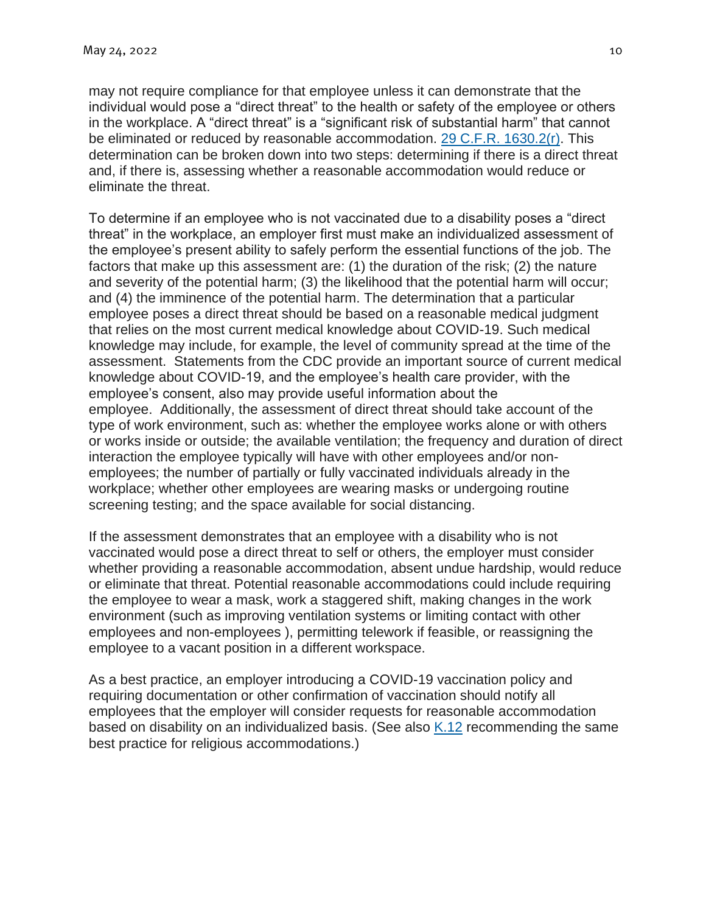may not require compliance for that employee unless it can demonstrate that the individual would pose a "direct threat" to the health or safety of the employee or others in the workplace. A "direct threat" is a "significant risk of substantial harm" that cannot be eliminated or reduced by reasonable accommodation. [29 C.F.R. 1630.2(r)](). This determination can be broken down into two steps: determining if there is a direct threat and, if there is, assessing whether a reasonable accommodation would reduce or eliminate the threat.

To determine if an employee who is not vaccinated due to a disability poses a "direct threat" in the workplace, an employer first must make an individualized assessment of the employee's present ability to safely perform the essential functions of the job. The factors that make up this assessment are: (1) the duration of the risk; (2) the nature and severity of the potential harm; (3) the likelihood that the potential harm will occur; and (4) the imminence of the potential harm. The determination that a particular employee poses a direct threat should be based on a reasonable medical judgment that relies on the most current medical knowledge about COVID-19. Such medical knowledge may include, for example, the level of community spread at the time of the assessment. Statements from the CDC provide an important source of current medical knowledge about COVID-19, and the employee's health care provider, with the employee's consent, also may provide useful information about the employee. Additionally, the assessment of direct threat should take account of the type of work environment, such as: whether the employee works alone or with others or works inside or outside; the available ventilation; the frequency and duration of direct interaction the employee typically will have with other employees and/or non-employees; the number of partially or fully vaccinated individuals already in the workplace; whether other employees are wearing masks or undergoing routine screening testing; and the space available for social distancing.

If the assessment demonstrates that an employee with a disability who is not vaccinated would pose a direct threat to self or others, the employer must consider whether providing a reasonable accommodation, absent undue hardship, would reduce or eliminate that threat. Potential reasonable accommodations could include requiring the employee to wear a mask, work a staggered shift, making changes in the work environment (such as improving ventilation systems or limiting contact with other employees and non-employees ), permitting telework if feasible, or reassigning the employee to a vacant position in a different workspace.

As a best practice, an employer introducing a COVID-19 vaccination policy and requiring documentation or other confirmation of vaccination should notify all employees that the employer will consider requests for reasonable accommodation based on disability on an individualized basis. (See also [K.12]() recommending the same best practice for religious accommodations.)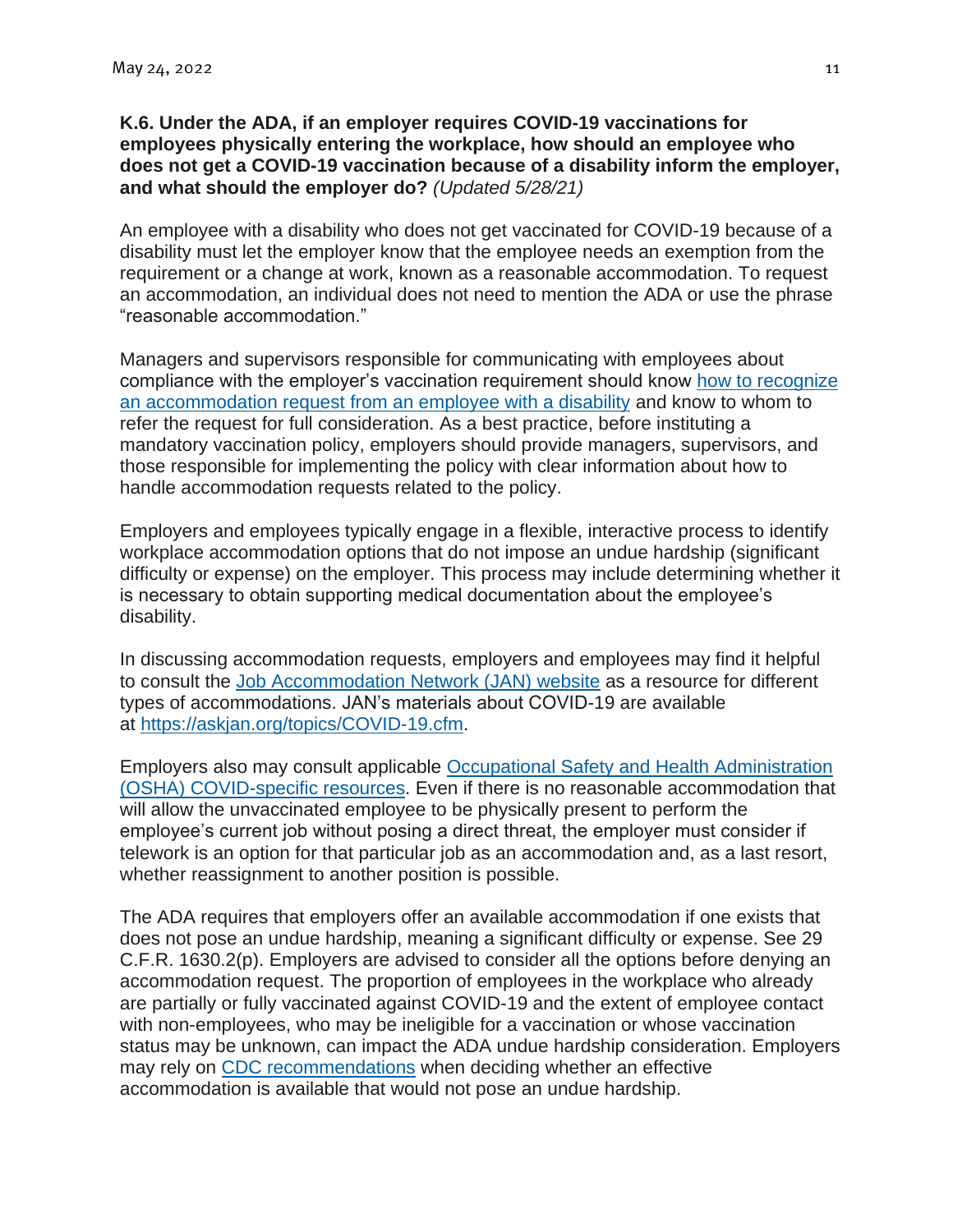**K.6. Under the ADA, if an employer requires COVID-19 vaccinations for employees physically entering the workplace, how should an employee who does not get a COVID-19 vaccination because of a disability inform the employer, and what should the employer do?** *(Updated 5/28/21)*

An employee with a disability who does not get vaccinated for COVID-19 because of a disability must let the employer know that the employee needs an exemption from the requirement or a change at work, known as a reasonable accommodation. To request an accommodation, an individual does not need to mention the ADA or use the phrase "reasonable accommodation."

Managers and supervisors responsible for communicating with employees about compliance with the employer's vaccination requirement should know [how to recognize an accommodation request from an employee with a disability]() and know to whom to refer the request for full consideration. As a best practice, before instituting a mandatory vaccination policy, employers should provide managers, supervisors, and those responsible for implementing the policy with clear information about how to handle accommodation requests related to the policy.

Employers and employees typically engage in a flexible, interactive process to identify workplace accommodation options that do not impose an undue hardship (significant difficulty or expense) on the employer. This process may include determining whether it is necessary to obtain supporting medical documentation about the employee's disability.

In discussing accommodation requests, employers and employees may find it helpful to consult the [Job Accommodation Network (JAN) website]() as a resource for different types of accommodations. JAN's materials about COVID-19 are available at [https://askjan.org/topics/COVID-19.cfm](https://askjan.org/topics/COVID-19.cfm).

Employers also may consult applicable [Occupational Safety and Health Administration (OSHA) COVID-specific resources](). Even if there is no reasonable accommodation that will allow the unvaccinated employee to be physically present to perform the employee's current job without posing a direct threat, the employer must consider if telework is an option for that particular job as an accommodation and, as a last resort, whether reassignment to another position is possible.

The ADA requires that employers offer an available accommodation if one exists that does not pose an undue hardship, meaning a significant difficulty or expense. See 29 C.F.R. 1630.2(p). Employers are advised to consider all the options before denying an accommodation request. The proportion of employees in the workplace who already are partially or fully vaccinated against COVID-19 and the extent of employee contact with non-employees, who may be ineligible for a vaccination or whose vaccination status may be unknown, can impact the ADA undue hardship consideration. Employers may rely on [CDC recommendations]() when deciding whether an effective accommodation is available that would not pose an undue hardship.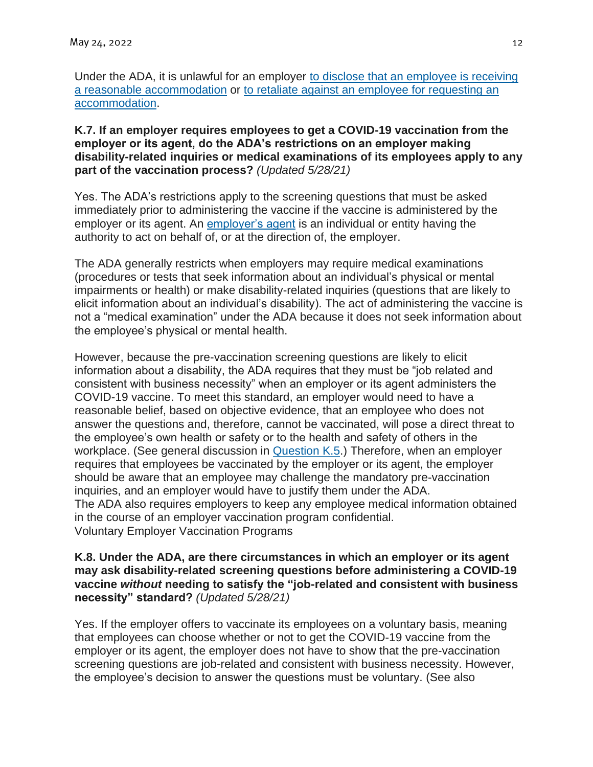Under the ADA, it is unlawful for an employer to disclose that an employee is receiving a reasonable accommodation or to retaliate against an employee for requesting an accommodation.

**K.7. If an employer requires employees to get a COVID-19 vaccination from the employer or its agent, do the ADA's restrictions on an employer making disability-related inquiries or medical examinations of its employees apply to any part of the vaccination process?** *(Updated 5/28/21)*

Yes. The ADA's restrictions apply to the screening questions that must be asked immediately prior to administering the vaccine if the vaccine is administered by the employer or its agent. An employer's agent is an individual or entity having the authority to act on behalf of, or at the direction of, the employer.

The ADA generally restricts when employers may require medical examinations (procedures or tests that seek information about an individual's physical or mental impairments or health) or make disability-related inquiries (questions that are likely to elicit information about an individual's disability). The act of administering the vaccine is not a "medical examination" under the ADA because it does not seek information about the employee's physical or mental health.

However, because the pre-vaccination screening questions are likely to elicit information about a disability, the ADA requires that they must be "job related and consistent with business necessity" when an employer or its agent administers the COVID-19 vaccine. To meet this standard, an employer would need to have a reasonable belief, based on objective evidence, that an employee who does not answer the questions and, therefore, cannot be vaccinated, will pose a direct threat to the employee's own health or safety or to the health and safety of others in the workplace. (See general discussion in Question K.5.) Therefore, when an employer requires that employees be vaccinated by the employer or its agent, the employer should be aware that an employee may challenge the mandatory pre-vaccination inquiries, and an employer would have to justify them under the ADA.
The ADA also requires employers to keep any employee medical information obtained in the course of an employer vaccination program confidential.
Voluntary Employer Vaccination Programs

**K.8. Under the ADA, are there circumstances in which an employer or its agent may ask disability-related screening questions before administering a COVID-19 vaccine *without* needing to satisfy the "job-related and consistent with business necessity" standard?** *(Updated 5/28/21)*

Yes. If the employer offers to vaccinate its employees on a voluntary basis, meaning that employees can choose whether or not to get the COVID-19 vaccine from the employer or its agent, the employer does not have to show that the pre-vaccination screening questions are job-related and consistent with business necessity. However, the employee's decision to answer the questions must be voluntary. (See also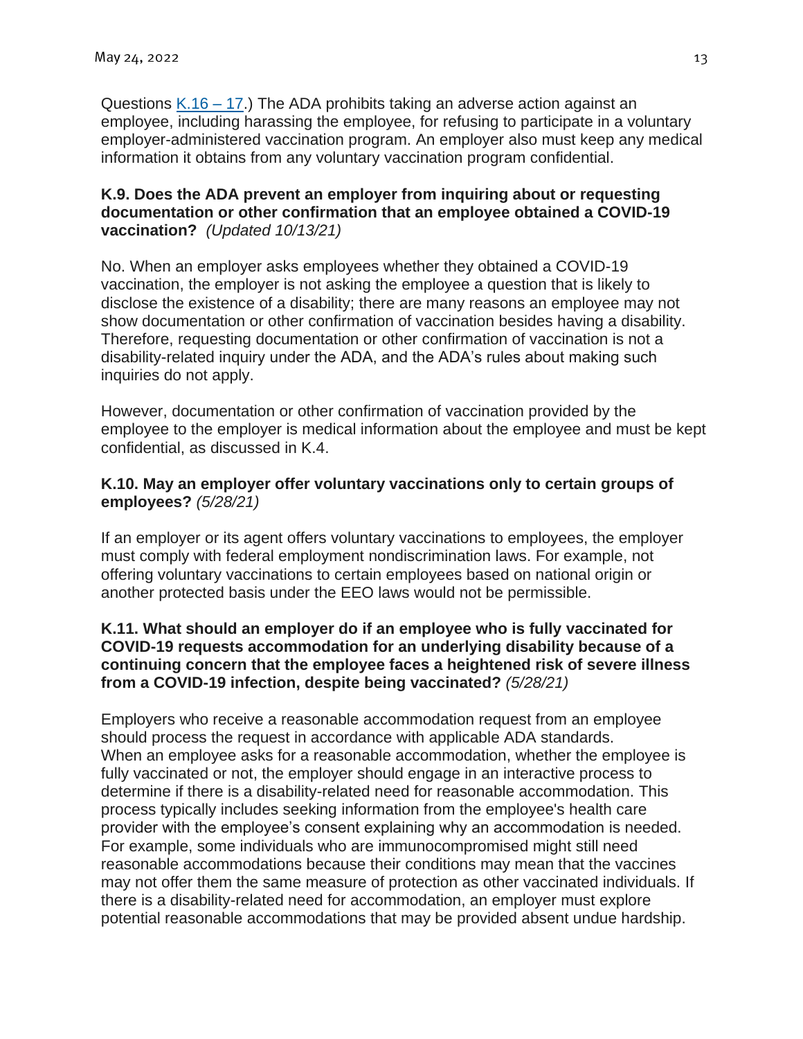Questions K.16 – 17.) The ADA prohibits taking an adverse action against an employee, including harassing the employee, for refusing to participate in a voluntary employer-administered vaccination program. An employer also must keep any medical information it obtains from any voluntary vaccination program confidential.

**K.9. Does the ADA prevent an employer from inquiring about or requesting documentation or other confirmation that an employee obtained a COVID-19 vaccination?** *(Updated 10/13/21)*

No. When an employer asks employees whether they obtained a COVID-19 vaccination, the employer is not asking the employee a question that is likely to disclose the existence of a disability; there are many reasons an employee may not show documentation or other confirmation of vaccination besides having a disability. Therefore, requesting documentation or other confirmation of vaccination is not a disability-related inquiry under the ADA, and the ADA's rules about making such inquiries do not apply.

However, documentation or other confirmation of vaccination provided by the employee to the employer is medical information about the employee and must be kept confidential, as discussed in K.4.

**K.10. May an employer offer voluntary vaccinations only to certain groups of employees?** *(5/28/21)*

If an employer or its agent offers voluntary vaccinations to employees, the employer must comply with federal employment nondiscrimination laws. For example, not offering voluntary vaccinations to certain employees based on national origin or another protected basis under the EEO laws would not be permissible.

**K.11. What should an employer do if an employee who is fully vaccinated for COVID-19 requests accommodation for an underlying disability because of a continuing concern that the employee faces a heightened risk of severe illness from a COVID-19 infection, despite being vaccinated?** *(5/28/21)*

Employers who receive a reasonable accommodation request from an employee should process the request in accordance with applicable ADA standards. When an employee asks for a reasonable accommodation, whether the employee is fully vaccinated or not, the employer should engage in an interactive process to determine if there is a disability-related need for reasonable accommodation. This process typically includes seeking information from the employee's health care provider with the employee's consent explaining why an accommodation is needed. For example, some individuals who are immunocompromised might still need reasonable accommodations because their conditions may mean that the vaccines may not offer them the same measure of protection as other vaccinated individuals. If there is a disability-related need for accommodation, an employer must explore potential reasonable accommodations that may be provided absent undue hardship.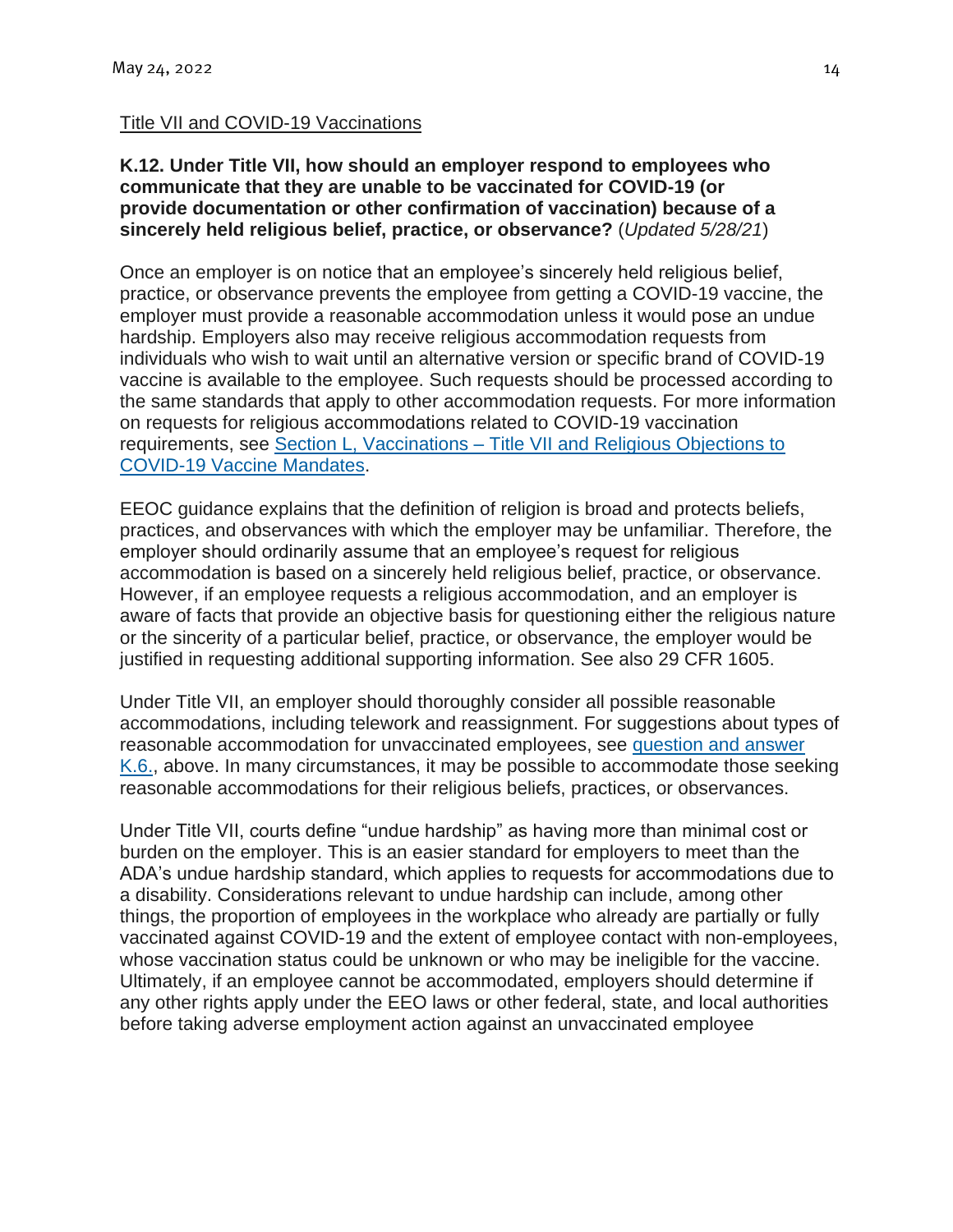Title VII and COVID-19 Vaccinations

**K.12. Under Title VII, how should an employer respond to employees who communicate that they are unable to be vaccinated for COVID-19 (or provide documentation or other confirmation of vaccination) because of a sincerely held religious belief, practice, or observance?** (*Updated 5/28/21*)

Once an employer is on notice that an employee's sincerely held religious belief, practice, or observance prevents the employee from getting a COVID-19 vaccine, the employer must provide a reasonable accommodation unless it would pose an undue hardship. Employers also may receive religious accommodation requests from individuals who wish to wait until an alternative version or specific brand of COVID-19 vaccine is available to the employee. Such requests should be processed according to the same standards that apply to other accommodation requests. For more information on requests for religious accommodations related to COVID-19 vaccination requirements, see Section L, Vaccinations – Title VII and Religious Objections to COVID-19 Vaccine Mandates.

EEOC guidance explains that the definition of religion is broad and protects beliefs, practices, and observances with which the employer may be unfamiliar. Therefore, the employer should ordinarily assume that an employee's request for religious accommodation is based on a sincerely held religious belief, practice, or observance. However, if an employee requests a religious accommodation, and an employer is aware of facts that provide an objective basis for questioning either the religious nature or the sincerity of a particular belief, practice, or observance, the employer would be justified in requesting additional supporting information. See also 29 CFR 1605.

Under Title VII, an employer should thoroughly consider all possible reasonable accommodations, including telework and reassignment. For suggestions about types of reasonable accommodation for unvaccinated employees, see question and answer K.6., above. In many circumstances, it may be possible to accommodate those seeking reasonable accommodations for their religious beliefs, practices, or observances.

Under Title VII, courts define "undue hardship" as having more than minimal cost or burden on the employer. This is an easier standard for employers to meet than the ADA's undue hardship standard, which applies to requests for accommodations due to a disability. Considerations relevant to undue hardship can include, among other things, the proportion of employees in the workplace who already are partially or fully vaccinated against COVID-19 and the extent of employee contact with non-employees, whose vaccination status could be unknown or who may be ineligible for the vaccine. Ultimately, if an employee cannot be accommodated, employers should determine if any other rights apply under the EEO laws or other federal, state, and local authorities before taking adverse employment action against an unvaccinated employee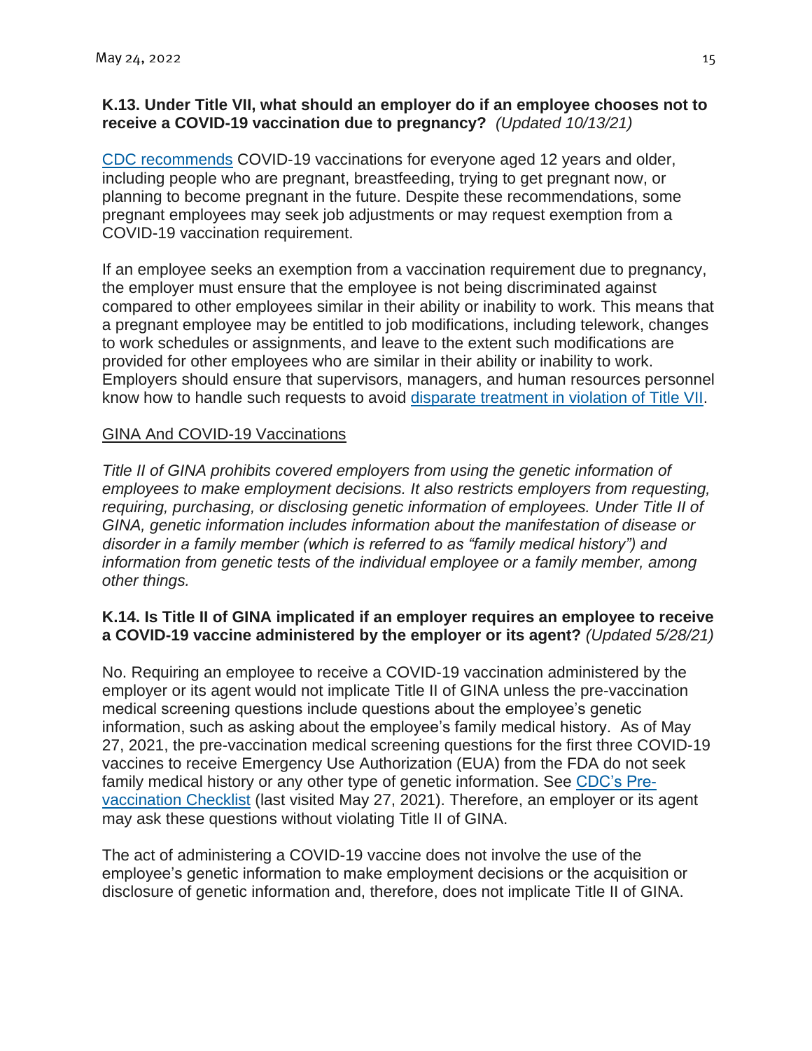**K.13. Under Title VII, what should an employer do if an employee chooses not to receive a COVID-19 vaccination due to pregnancy?** *(Updated 10/13/21)*

[CDC recommends](#) COVID-19 vaccinations for everyone aged 12 years and older, including people who are pregnant, breastfeeding, trying to get pregnant now, or planning to become pregnant in the future. Despite these recommendations, some pregnant employees may seek job adjustments or may request exemption from a COVID-19 vaccination requirement.

If an employee seeks an exemption from a vaccination requirement due to pregnancy, the employer must ensure that the employee is not being discriminated against compared to other employees similar in their ability or inability to work. This means that a pregnant employee may be entitled to job modifications, including telework, changes to work schedules or assignments, and leave to the extent such modifications are provided for other employees who are similar in their ability or inability to work. Employers should ensure that supervisors, managers, and human resources personnel know how to handle such requests to avoid [disparate treatment in violation of Title VII](#).

## GINA And COVID-19 Vaccinations

*Title II of GINA prohibits covered employers from using the genetic information of employees to make employment decisions. It also restricts employers from requesting, requiring, purchasing, or disclosing genetic information of employees. Under Title II of GINA, genetic information includes information about the manifestation of disease or disorder in a family member (which is referred to as "family medical history") and information from genetic tests of the individual employee or a family member, among other things.*

**K.14. Is Title II of GINA implicated if an employer requires an employee to receive a COVID-19 vaccine administered by the employer or its agent?** *(Updated 5/28/21)*

No. Requiring an employee to receive a COVID-19 vaccination administered by the employer or its agent would not implicate Title II of GINA unless the pre-vaccination medical screening questions include questions about the employee's genetic information, such as asking about the employee's family medical history. As of May 27, 2021, the pre-vaccination medical screening questions for the first three COVID-19 vaccines to receive Emergency Use Authorization (EUA) from the FDA do not seek family medical history or any other type of genetic information. See [CDC's Pre-vaccination Checklist](#) (last visited May 27, 2021). Therefore, an employer or its agent may ask these questions without violating Title II of GINA.

The act of administering a COVID-19 vaccine does not involve the use of the employee's genetic information to make employment decisions or the acquisition or disclosure of genetic information and, therefore, does not implicate Title II of GINA.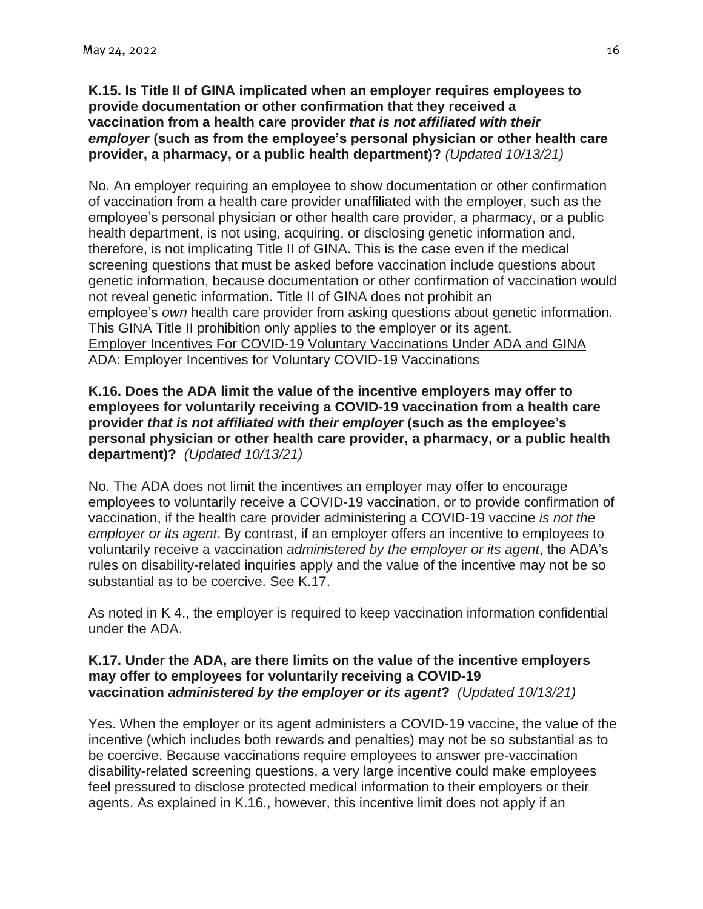**K.15. Is Title II of GINA implicated when an employer requires employees to provide documentation or other confirmation that they received a vaccination from a health care provider *that is not affiliated with their employer* (such as from the employee's personal physician or other health care provider, a pharmacy, or a public health department)?** *(Updated 10/13/21)*

No. An employer requiring an employee to show documentation or other confirmation of vaccination from a health care provider unaffiliated with the employer, such as the employee's personal physician or other health care provider, a pharmacy, or a public health department, is not using, acquiring, or disclosing genetic information and, therefore, is not implicating Title II of GINA. This is the case even if the medical screening questions that must be asked before vaccination include questions about genetic information, because documentation or other confirmation of vaccination would not reveal genetic information. Title II of GINA does not prohibit an employee's *own* health care provider from asking questions about genetic information. This GINA Title II prohibition only applies to the employer or its agent.

Employer Incentives For COVID-19 Voluntary Vaccinations Under ADA and GINA

ADA: Employer Incentives for Voluntary COVID-19 Vaccinations

**K.16. Does the ADA limit the value of the incentive employers may offer to employees for voluntarily receiving a COVID-19 vaccination from a health care provider *that is not affiliated with their employer* (such as the employee's personal physician or other health care provider, a pharmacy, or a public health department)?** *(Updated 10/13/21)*

No. The ADA does not limit the incentives an employer may offer to encourage employees to voluntarily receive a COVID-19 vaccination, or to provide confirmation of vaccination, if the health care provider administering a COVID-19 vaccine *is not the employer or its agent*. By contrast, if an employer offers an incentive to employees to voluntarily receive a vaccination *administered by the employer or its agent*, the ADA's rules on disability-related inquiries apply and the value of the incentive may not be so substantial as to be coercive. See K.17.

As noted in K 4., the employer is required to keep vaccination information confidential under the ADA.

**K.17. Under the ADA, are there limits on the value of the incentive employers may offer to employees for voluntarily receiving a COVID-19 vaccination *administered by the employer or its agent*?** *(Updated 10/13/21)*

Yes. When the employer or its agent administers a COVID-19 vaccine, the value of the incentive (which includes both rewards and penalties) may not be so substantial as to be coercive. Because vaccinations require employees to answer pre-vaccination disability-related screening questions, a very large incentive could make employees feel pressured to disclose protected medical information to their employers or their agents. As explained in K.16., however, this incentive limit does not apply if an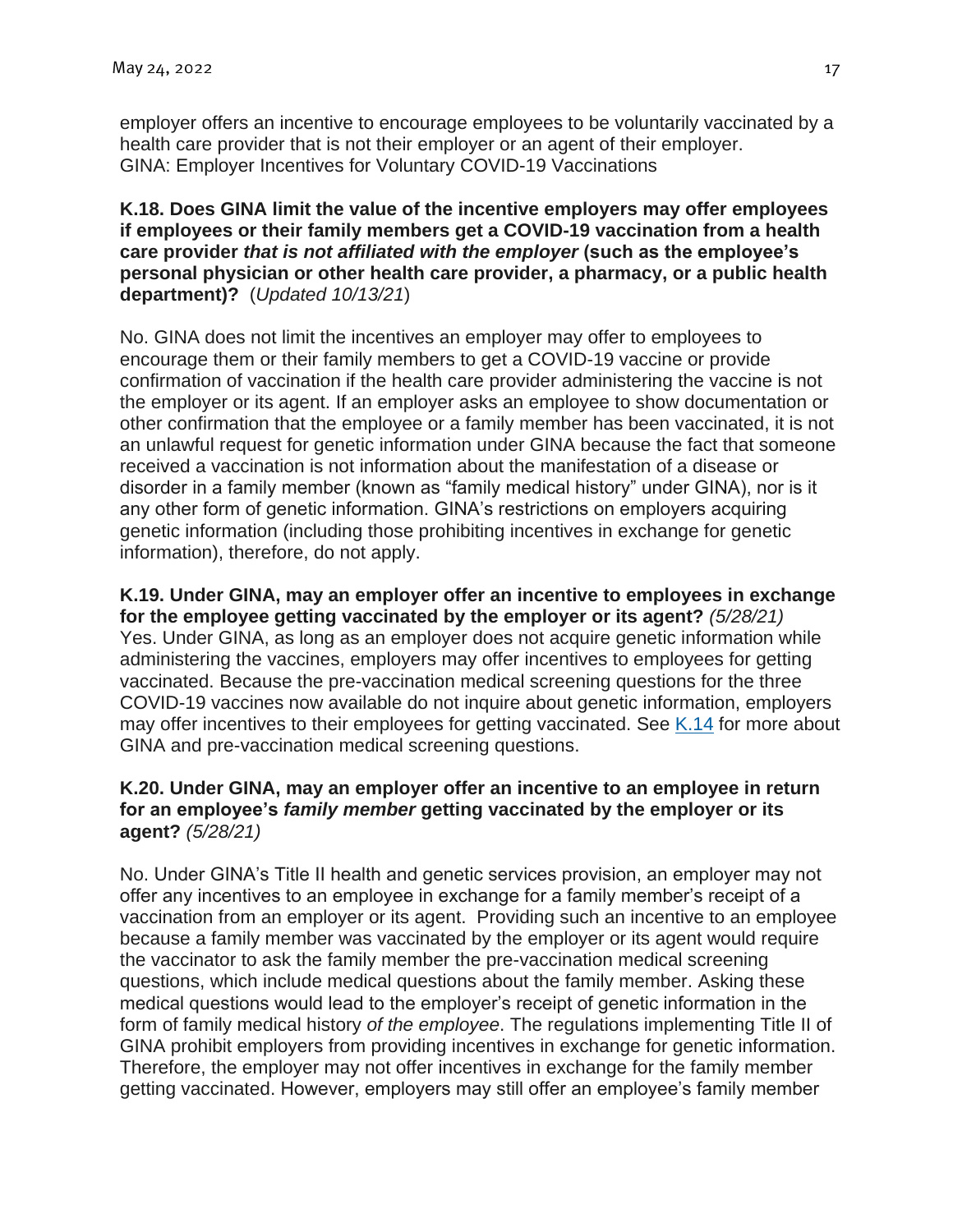employer offers an incentive to encourage employees to be voluntarily vaccinated by a health care provider that is not their employer or an agent of their employer.
GINA: Employer Incentives for Voluntary COVID-19 Vaccinations

**K.18. Does GINA limit the value of the incentive employers may offer employees if employees or their family members get a COVID-19 vaccination from a health care provider *that is not affiliated with the employer* (such as the employee's personal physician or other health care provider, a pharmacy, or a public health department)?** (*Updated 10/13/21*)

No. GINA does not limit the incentives an employer may offer to employees to encourage them or their family members to get a COVID-19 vaccine or provide confirmation of vaccination if the health care provider administering the vaccine is not the employer or its agent. If an employer asks an employee to show documentation or other confirmation that the employee or a family member has been vaccinated, it is not an unlawful request for genetic information under GINA because the fact that someone received a vaccination is not information about the manifestation of a disease or disorder in a family member (known as "family medical history" under GINA), nor is it any other form of genetic information. GINA's restrictions on employers acquiring genetic information (including those prohibiting incentives in exchange for genetic information), therefore, do not apply.

**K.19. Under GINA, may an employer offer an incentive to employees in exchange for the employee getting vaccinated by the employer or its agent?** *(5/28/21)*
Yes. Under GINA, as long as an employer does not acquire genetic information while administering the vaccines, employers may offer incentives to employees for getting vaccinated. Because the pre-vaccination medical screening questions for the three COVID-19 vaccines now available do not inquire about genetic information, employers may offer incentives to their employees for getting vaccinated. See K.14 for more about GINA and pre-vaccination medical screening questions.

**K.20. Under GINA, may an employer offer an incentive to an employee in return for an employee's *family member* getting vaccinated by the employer or its agent?** *(5/28/21)*

No. Under GINA's Title II health and genetic services provision, an employer may not offer any incentives to an employee in exchange for a family member's receipt of a vaccination from an employer or its agent. Providing such an incentive to an employee because a family member was vaccinated by the employer or its agent would require the vaccinator to ask the family member the pre-vaccination medical screening questions, which include medical questions about the family member. Asking these medical questions would lead to the employer's receipt of genetic information in the form of family medical history *of the employee*. The regulations implementing Title II of GINA prohibit employers from providing incentives in exchange for genetic information. Therefore, the employer may not offer incentives in exchange for the family member getting vaccinated. However, employers may still offer an employee's family member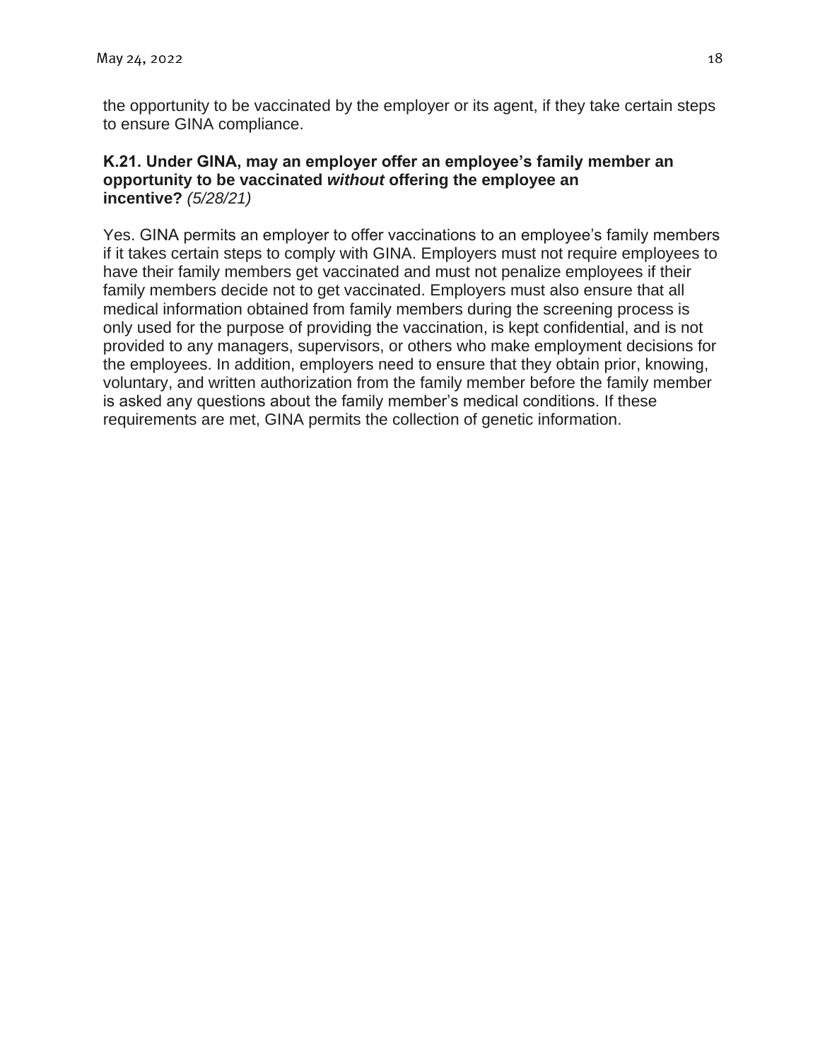the opportunity to be vaccinated by the employer or its agent, if they take certain steps to ensure GINA compliance.

### K.21. Under GINA, may an employer offer an employee's family member an opportunity to be vaccinated *without* offering the employee an incentive? *(5/28/21)*

Yes. GINA permits an employer to offer vaccinations to an employee's family members if it takes certain steps to comply with GINA. Employers must not require employees to have their family members get vaccinated and must not penalize employees if their family members decide not to get vaccinated. Employers must also ensure that all medical information obtained from family members during the screening process is only used for the purpose of providing the vaccination, is kept confidential, and is not provided to any managers, supervisors, or others who make employment decisions for the employees. In addition, employers need to ensure that they obtain prior, knowing, voluntary, and written authorization from the family member before the family member is asked any questions about the family member's medical conditions. If these requirements are met, GINA permits the collection of genetic information.